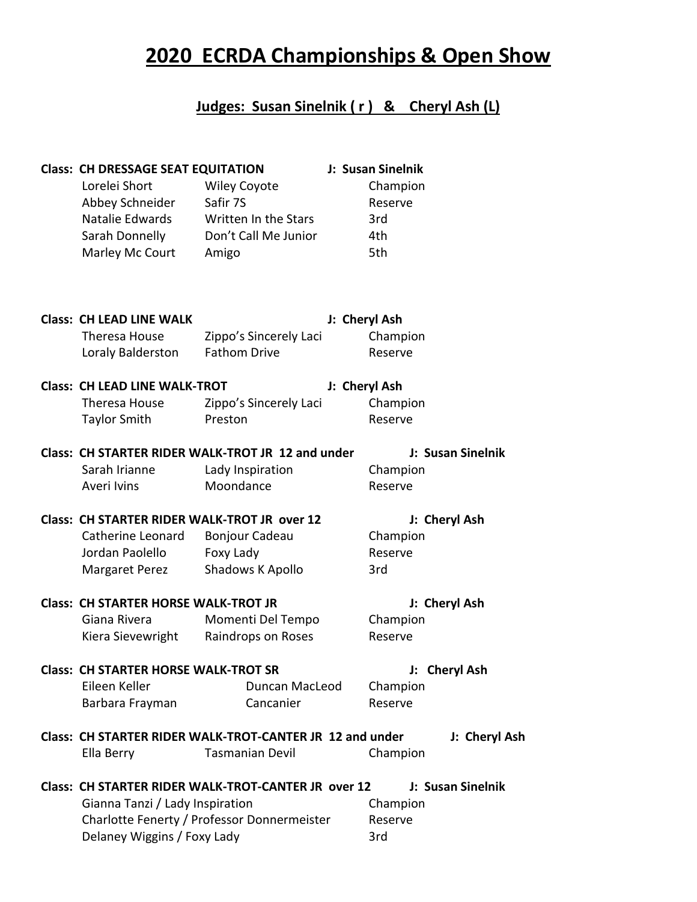# 2020 ECRDA Championships & Open Show

## Judges: Susan Sinelnik ( r ) & Cheryl Ash (L)

**Class: CH DRESSAGE SEAT EQUITATION** — **J: Susan Sinelnik**

| Rider | Horse | Placing |
|---|---|---|
| Lorelei Short | Wiley Coyote | Champion |
| Abbey Schneider | Safir 7S | Reserve |
| Natalie Edwards | Written In the Stars | 3rd |
| Sarah Donnelly | Don't Call Me Junior | 4th |
| Marley Mc Court | Amigo | 5th |

**Class: CH LEAD LINE WALK** — **J: Cheryl Ash**

| Rider | Horse | Placing |
|---|---|---|
| Theresa House | Zippo's Sincerely Laci | Champion |
| Loraly Balderston | Fathom Drive | Reserve |

**Class: CH LEAD LINE WALK-TROT** — **J: Cheryl Ash**

| Rider | Horse | Placing |
|---|---|---|
| Theresa House | Zippo's Sincerely Laci | Champion |
| Taylor Smith | Preston | Reserve |

**Class: CH STARTER RIDER WALK-TROT JR 12 and under** — **J: Susan Sinelnik**

| Rider | Horse | Placing |
|---|---|---|
| Sarah Irianne | Lady Inspiration | Champion |
| Averi Ivins | Moondance | Reserve |

**Class: CH STARTER RIDER WALK-TROT JR over 12** — **J: Cheryl Ash**

| Rider | Horse | Placing |
|---|---|---|
| Catherine Leonard | Bonjour Cadeau | Champion |
| Jordan Paolello | Foxy Lady | Reserve |
| Margaret Perez | Shadows K Apollo | 3rd |

**Class: CH STARTER HORSE WALK-TROT JR** — **J: Cheryl Ash**

| Rider | Horse | Placing |
|---|---|---|
| Giana Rivera | Momenti Del Tempo | Champion |
| Kiera Sievewright | Raindrops on Roses | Reserve |

**Class: CH STARTER HORSE WALK-TROT SR** — **J: Cheryl Ash**

| Rider | Horse | Placing |
|---|---|---|
| Eileen Keller | Duncan MacLeod | Champion |
| Barbara Frayman | Cancanier | Reserve |

**Class: CH STARTER RIDER WALK-TROT-CANTER JR 12 and under** — **J: Cheryl Ash**

| Rider | Horse | Placing |
|---|---|---|
| Ella Berry | Tasmanian Devil | Champion |

**Class: CH STARTER RIDER WALK-TROT-CANTER JR over 12** — **J: Susan Sinelnik**

| Rider / Horse | Placing |
|---|---|
| Gianna Tanzi / Lady Inspiration | Champion |
| Charlotte Fenerty / Professor Donnermeister | Reserve |
| Delaney Wiggins / Foxy Lady | 3rd |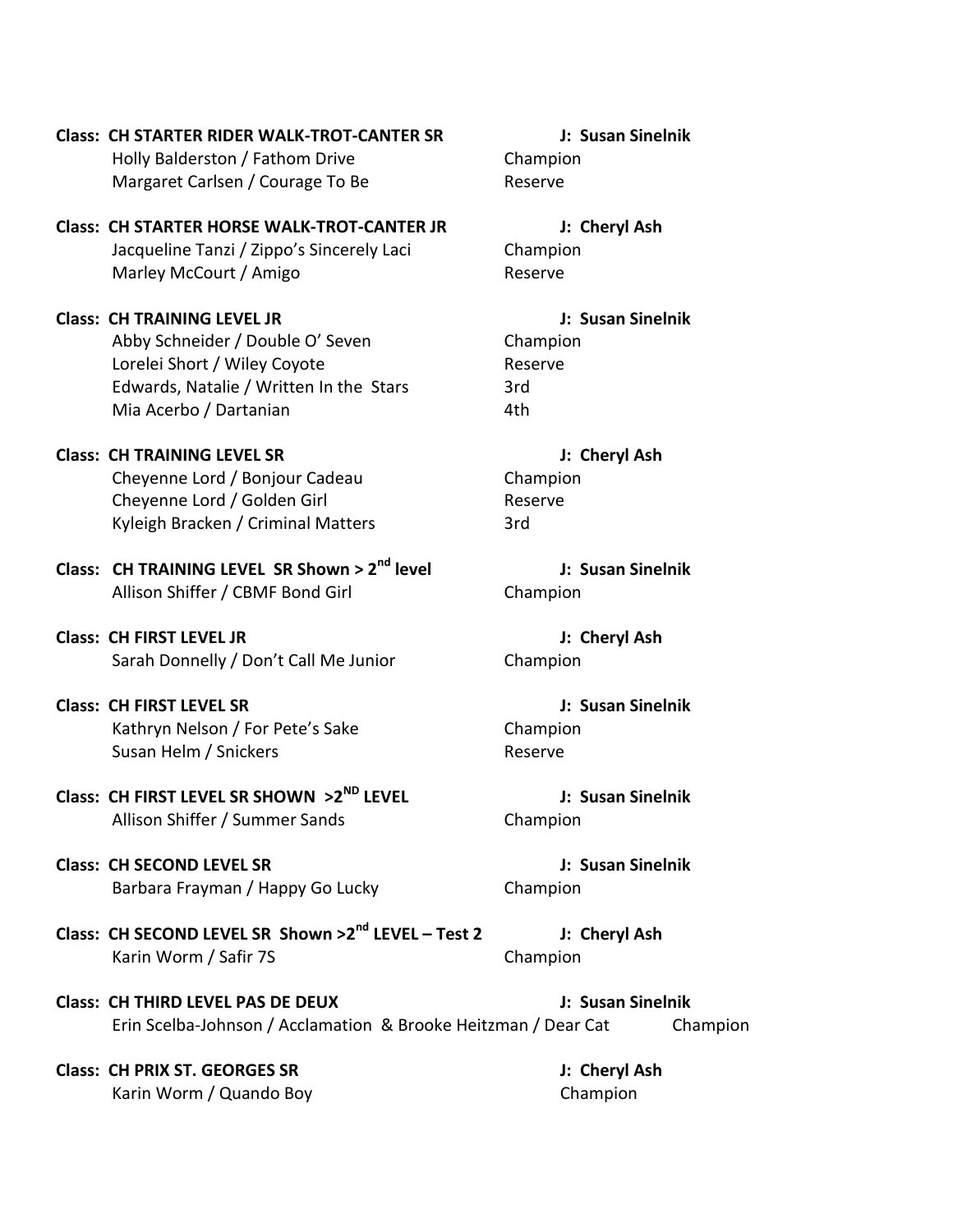**Class: CH STARTER RIDER WALK-TROT-CANTER SR** **J: Susan Sinelnik**

Holly Balderston / Fathom Drive Champion
Margaret Carlsen / Courage To Be Reserve

**Class: CH STARTER HORSE WALK-TROT-CANTER JR** **J: Cheryl Ash**

Jacqueline Tanzi / Zippo's Sincerely Laci Champion
Marley McCourt / Amigo Reserve

**Class: CH TRAINING LEVEL JR** **J: Susan Sinelnik**

Abby Schneider / Double O' Seven Champion
Lorelei Short / Wiley Coyote Reserve
Edwards, Natalie / Written In the Stars 3rd
Mia Acerbo / Dartanian 4th

**Class: CH TRAINING LEVEL SR** **J: Cheryl Ash**

Cheyenne Lord / Bonjour Cadeau Champion
Cheyenne Lord / Golden Girl Reserve
Kyleigh Bracken / Criminal Matters 3rd

**Class: CH TRAINING LEVEL SR Shown > 2nd level** **J: Susan Sinelnik**

Allison Shiffer / CBMF Bond Girl Champion

**Class: CH FIRST LEVEL JR** **J: Cheryl Ash**

Sarah Donnelly / Don't Call Me Junior Champion

**Class: CH FIRST LEVEL SR** **J: Susan Sinelnik**

Kathryn Nelson / For Pete's Sake Champion
Susan Helm / Snickers Reserve

**Class: CH FIRST LEVEL SR SHOWN >2ND LEVEL** **J: Susan Sinelnik**

Allison Shiffer / Summer Sands Champion

**Class: CH SECOND LEVEL SR** **J: Susan Sinelnik**

Barbara Frayman / Happy Go Lucky Champion

**Class: CH SECOND LEVEL SR Shown >2nd LEVEL – Test 2** **J: Cheryl Ash**

Karin Worm / Safir 7S Champion

**Class: CH THIRD LEVEL PAS DE DEUX** **J: Susan Sinelnik**

Erin Scelba-Johnson / Acclamation & Brooke Heitzman / Dear Cat Champion

**Class: CH PRIX ST. GEORGES SR** **J: Cheryl Ash**

Karin Worm / Quando Boy Champion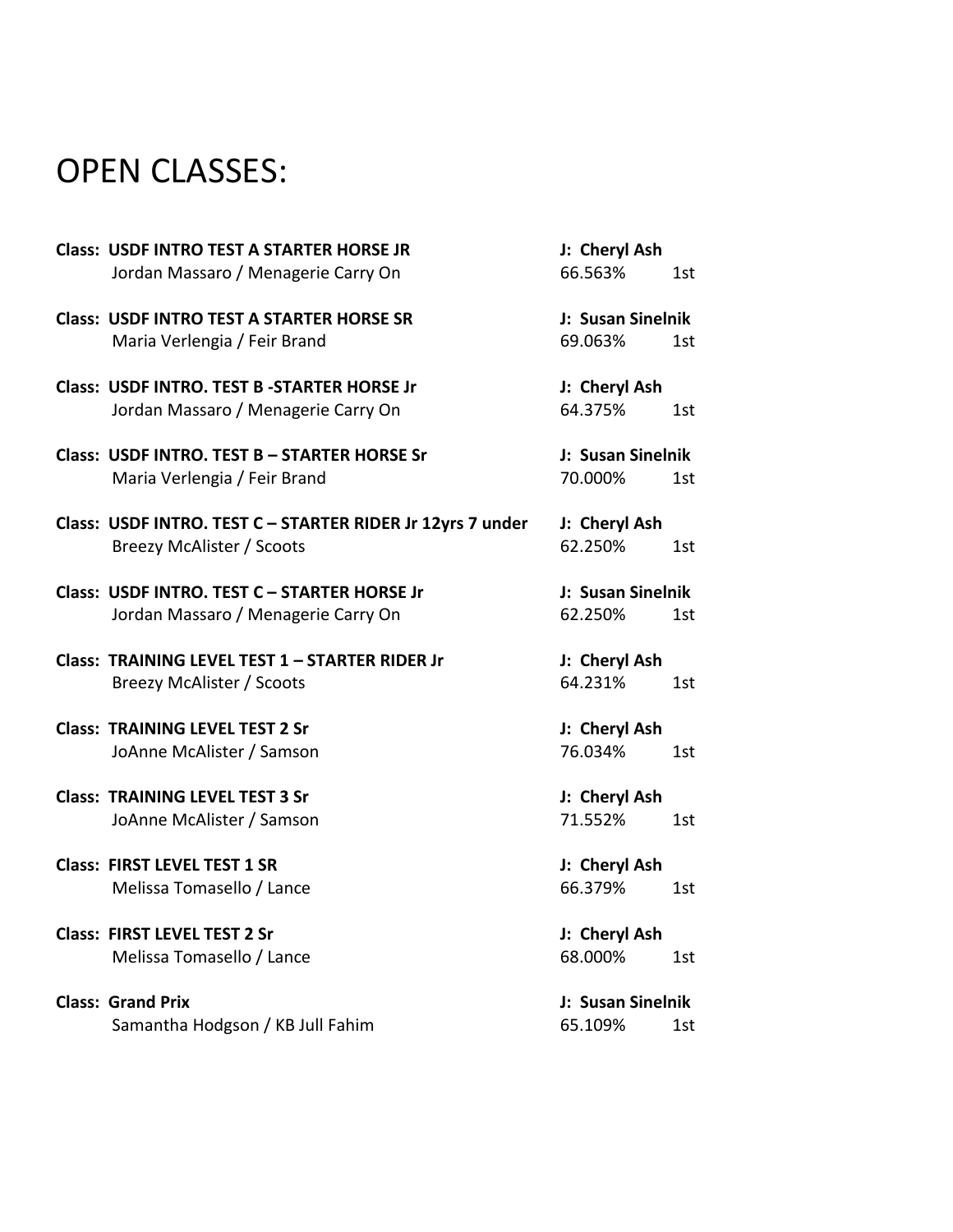# OPEN CLASSES:

**Class: USDF INTRO TEST A STARTER HORSE JR** — **J: Cheryl Ash**
Jordan Massaro / Menagerie Carry On — 66.563% — 1st

**Class: USDF INTRO TEST A STARTER HORSE SR** — **J: Susan Sinelnik**
Maria Verlengia / Feir Brand — 69.063% — 1st

**Class: USDF INTRO. TEST B -STARTER HORSE Jr** — **J: Cheryl Ash**
Jordan Massaro / Menagerie Carry On — 64.375% — 1st

**Class: USDF INTRO. TEST B – STARTER HORSE Sr** — **J: Susan Sinelnik**
Maria Verlengia / Feir Brand — 70.000% — 1st

**Class: USDF INTRO. TEST C – STARTER RIDER Jr 12yrs 7 under** — **J: Cheryl Ash**
Breezy McAlister / Scoots — 62.250% — 1st

**Class: USDF INTRO. TEST C – STARTER HORSE Jr** — **J: Susan Sinelnik**
Jordan Massaro / Menagerie Carry On — 62.250% — 1st

**Class: TRAINING LEVEL TEST 1 – STARTER RIDER Jr** — **J: Cheryl Ash**
Breezy McAlister / Scoots — 64.231% — 1st

**Class: TRAINING LEVEL TEST 2 Sr** — **J: Cheryl Ash**
JoAnne McAlister / Samson — 76.034% — 1st

**Class: TRAINING LEVEL TEST 3 Sr** — **J: Cheryl Ash**
JoAnne McAlister / Samson — 71.552% — 1st

**Class: FIRST LEVEL TEST 1 SR** — **J: Cheryl Ash**
Melissa Tomasello / Lance — 66.379% — 1st

**Class: FIRST LEVEL TEST 2 Sr** — **J: Cheryl Ash**
Melissa Tomasello / Lance — 68.000% — 1st

**Class: Grand Prix** — **J: Susan Sinelnik**
Samantha Hodgson / KB Jull Fahim — 65.109% — 1st